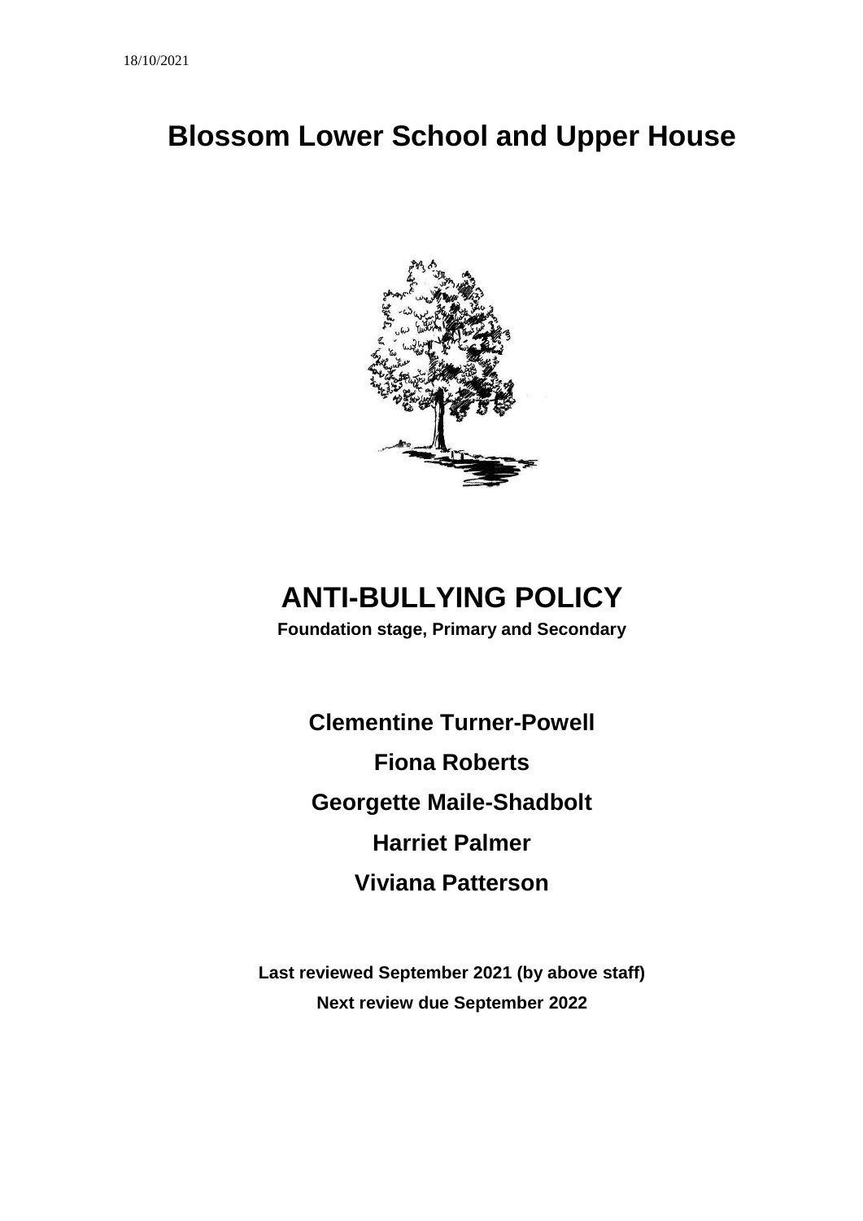18/10/2021

# Blossom Lower School and Upper House

# ANTI-BULLYING POLICY

**Foundation stage, Primary and Secondary**

**Clementine Turner-Powell**

**Fiona Roberts**

**Georgette Maile-Shadbolt**

**Harriet Palmer**

**Viviana Patterson**

**Last reviewed September 2021 (by above staff)**

**Next review due September 2022**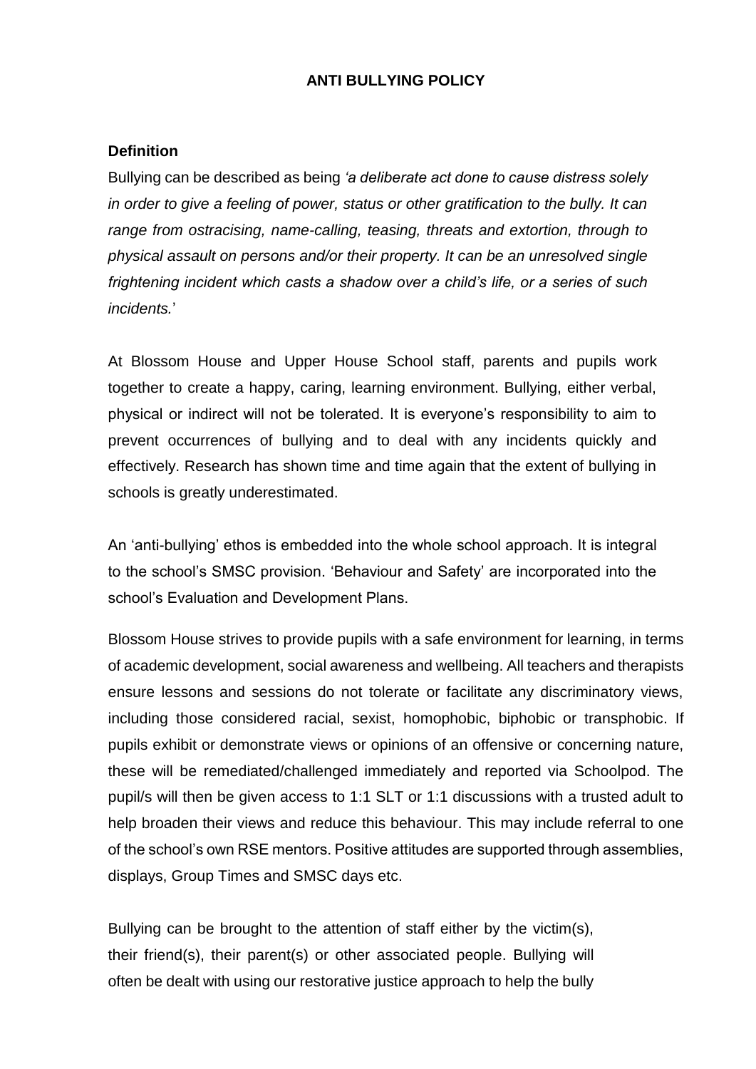## ANTI BULLYING POLICY

### Definition

Bullying can be described as being *'a deliberate act done to cause distress solely in order to give a feeling of power, status or other gratification to the bully. It can range from ostracising, name-calling, teasing, threats and extortion, through to physical assault on persons and/or their property. It can be an unresolved single frightening incident which casts a shadow over a child's life, or a series of such incidents.*'

At Blossom House and Upper House School staff, parents and pupils work together to create a happy, caring, learning environment. Bullying, either verbal, physical or indirect will not be tolerated. It is everyone's responsibility to aim to prevent occurrences of bullying and to deal with any incidents quickly and effectively. Research has shown time and time again that the extent of bullying in schools is greatly underestimated.

An 'anti-bullying' ethos is embedded into the whole school approach. It is integral to the school's SMSC provision. 'Behaviour and Safety' are incorporated into the school's Evaluation and Development Plans.

Blossom House strives to provide pupils with a safe environment for learning, in terms of academic development, social awareness and wellbeing. All teachers and therapists ensure lessons and sessions do not tolerate or facilitate any discriminatory views, including those considered racial, sexist, homophobic, biphobic or transphobic. If pupils exhibit or demonstrate views or opinions of an offensive or concerning nature, these will be remediated/challenged immediately and reported via Schoolpod. The pupil/s will then be given access to 1:1 SLT or 1:1 discussions with a trusted adult to help broaden their views and reduce this behaviour. This may include referral to one of the school's own RSE mentors. Positive attitudes are supported through assemblies, displays, Group Times and SMSC days etc.

Bullying can be brought to the attention of staff either by the victim(s), their friend(s), their parent(s) or other associated people. Bullying will often be dealt with using our restorative justice approach to help the bully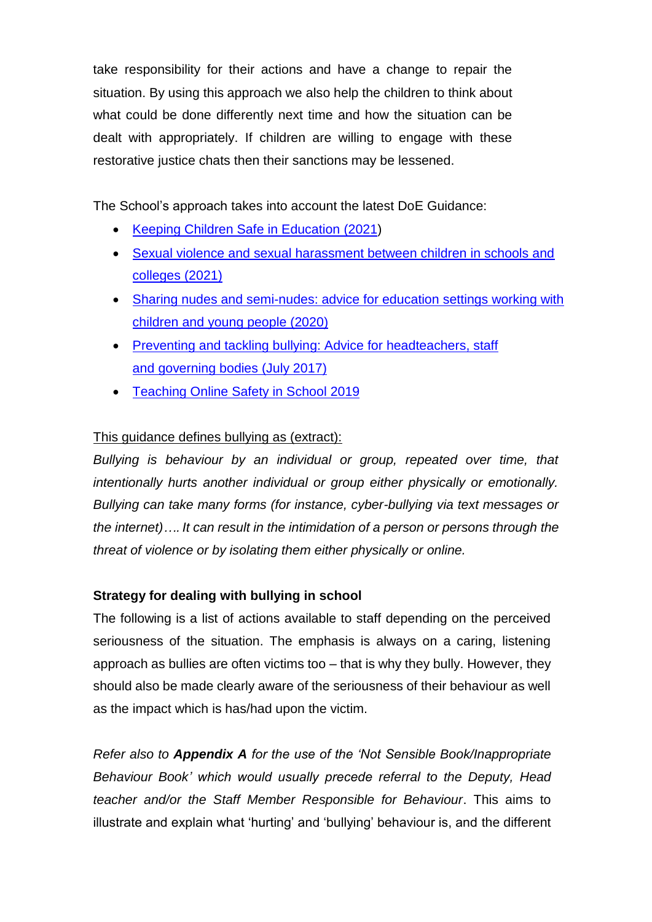take responsibility for their actions and have a change to repair the situation. By using this approach we also help the children to think about what could be done differently next time and how the situation can be dealt with appropriately. If children are willing to engage with these restorative justice chats then their sanctions may be lessened.

The School's approach takes into account the latest DoE Guidance:

- Keeping Children Safe in Education (2021)
- Sexual violence and sexual harassment between children in schools and colleges (2021)
- Sharing nudes and semi-nudes: advice for education settings working with children and young people (2020)
- Preventing and tackling bullying: Advice for headteachers, staff and governing bodies (July 2017)
- Teaching Online Safety in School 2019

This guidance defines bullying as (extract):

*Bullying is behaviour by an individual or group, repeated over time, that intentionally hurts another individual or group either physically or emotionally. Bullying can take many forms (for instance, cyber-bullying via text messages or the internet)…. It can result in the intimidation of a person or persons through the threat of violence or by isolating them either physically or online.*

**Strategy for dealing with bullying in school**

The following is a list of actions available to staff depending on the perceived seriousness of the situation. The emphasis is always on a caring, listening approach as bullies are often victims too – that is why they bully. However, they should also be made clearly aware of the seriousness of their behaviour as well as the impact which is has/had upon the victim.

*Refer also to **Appendix A** for the use of the 'Not Sensible Book/Inappropriate Behaviour Book' which would usually precede referral to the Deputy, Head teacher and/or the Staff Member Responsible for Behaviour*. This aims to illustrate and explain what 'hurting' and 'bullying' behaviour is, and the different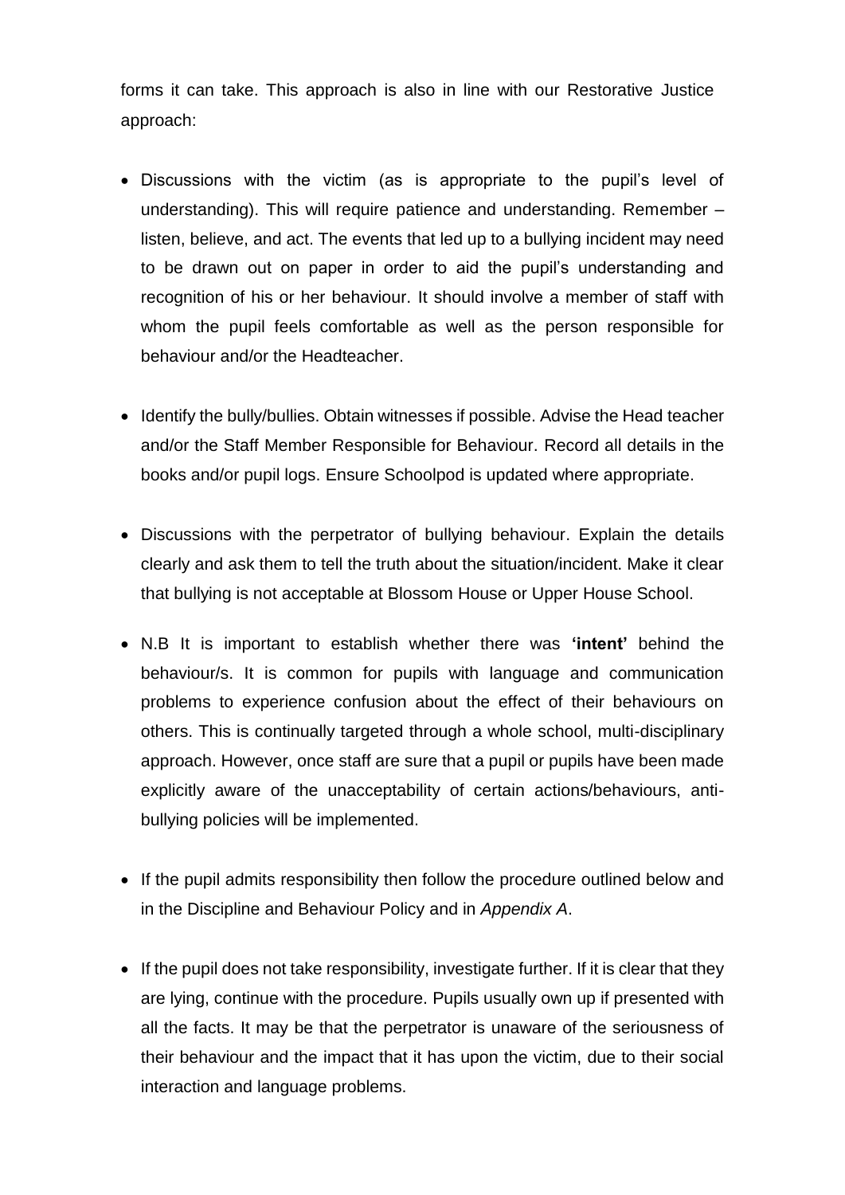forms it can take. This approach is also in line with our Restorative Justice approach:

- Discussions with the victim (as is appropriate to the pupil's level of understanding). This will require patience and understanding. Remember – listen, believe, and act. The events that led up to a bullying incident may need to be drawn out on paper in order to aid the pupil's understanding and recognition of his or her behaviour. It should involve a member of staff with whom the pupil feels comfortable as well as the person responsible for behaviour and/or the Headteacher.

- Identify the bully/bullies. Obtain witnesses if possible. Advise the Head teacher and/or the Staff Member Responsible for Behaviour. Record all details in the books and/or pupil logs. Ensure Schoolpod is updated where appropriate.

- Discussions with the perpetrator of bullying behaviour. Explain the details clearly and ask them to tell the truth about the situation/incident. Make it clear that bullying is not acceptable at Blossom House or Upper House School.

- N.B It is important to establish whether there was **'intent'** behind the behaviour/s. It is common for pupils with language and communication problems to experience confusion about the effect of their behaviours on others. This is continually targeted through a whole school, multi-disciplinary approach. However, once staff are sure that a pupil or pupils have been made explicitly aware of the unacceptability of certain actions/behaviours, anti-bullying policies will be implemented.

- If the pupil admits responsibility then follow the procedure outlined below and in the Discipline and Behaviour Policy and in *Appendix A*.

- If the pupil does not take responsibility, investigate further. If it is clear that they are lying, continue with the procedure. Pupils usually own up if presented with all the facts. It may be that the perpetrator is unaware of the seriousness of their behaviour and the impact that it has upon the victim, due to their social interaction and language problems.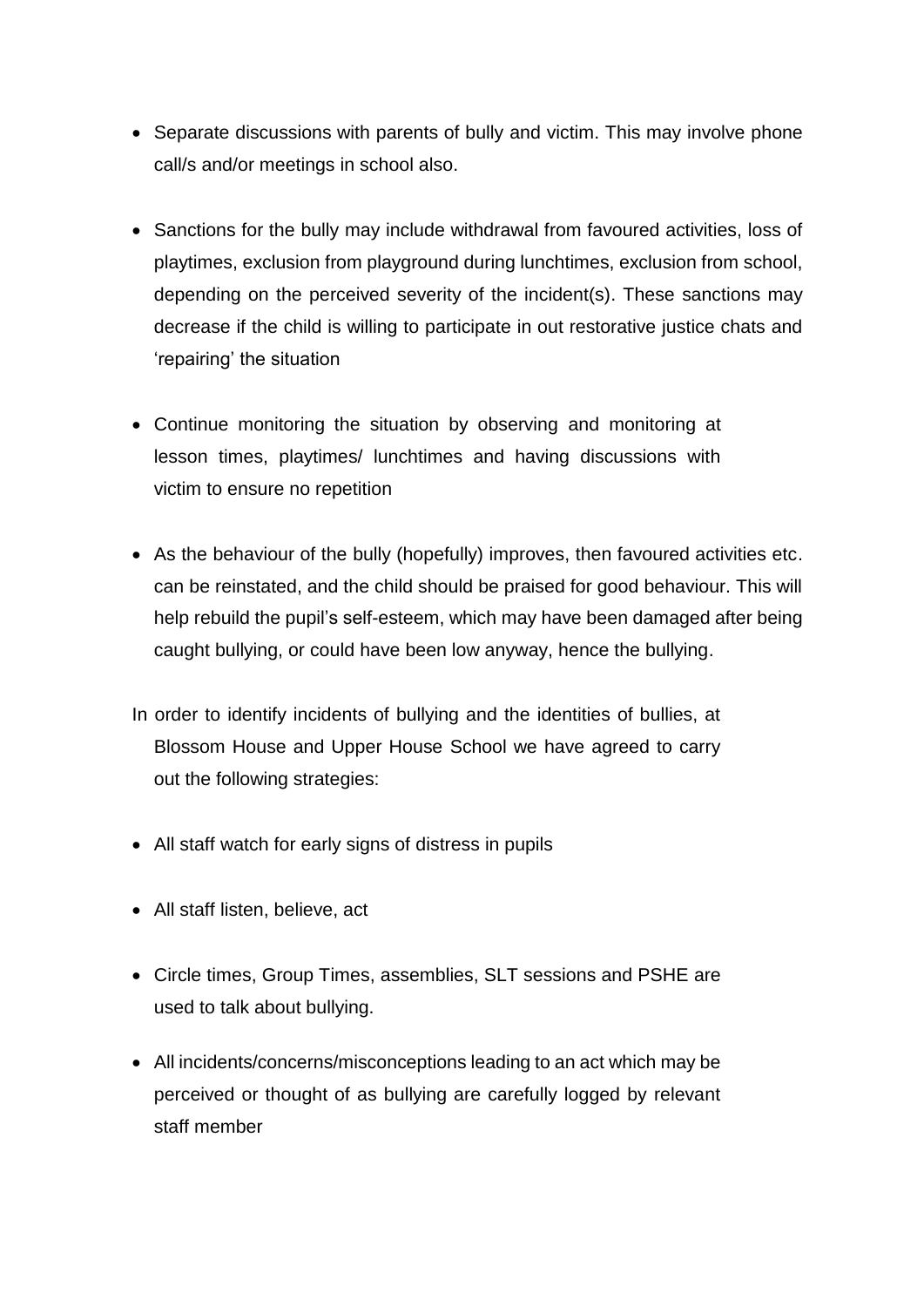- Separate discussions with parents of bully and victim. This may involve phone call/s and/or meetings in school also.

- Sanctions for the bully may include withdrawal from favoured activities, loss of playtimes, exclusion from playground during lunchtimes, exclusion from school, depending on the perceived severity of the incident(s). These sanctions may decrease if the child is willing to participate in out restorative justice chats and 'repairing' the situation

- Continue monitoring the situation by observing and monitoring at lesson times, playtimes/ lunchtimes and having discussions with victim to ensure no repetition

- As the behaviour of the bully (hopefully) improves, then favoured activities etc. can be reinstated, and the child should be praised for good behaviour. This will help rebuild the pupil's self-esteem, which may have been damaged after being caught bullying, or could have been low anyway, hence the bullying.

In order to identify incidents of bullying and the identities of bullies, at Blossom House and Upper House School we have agreed to carry out the following strategies:

- All staff watch for early signs of distress in pupils

- All staff listen, believe, act

- Circle times, Group Times, assemblies, SLT sessions and PSHE are used to talk about bullying.

- All incidents/concerns/misconceptions leading to an act which may be perceived or thought of as bullying are carefully logged by relevant staff member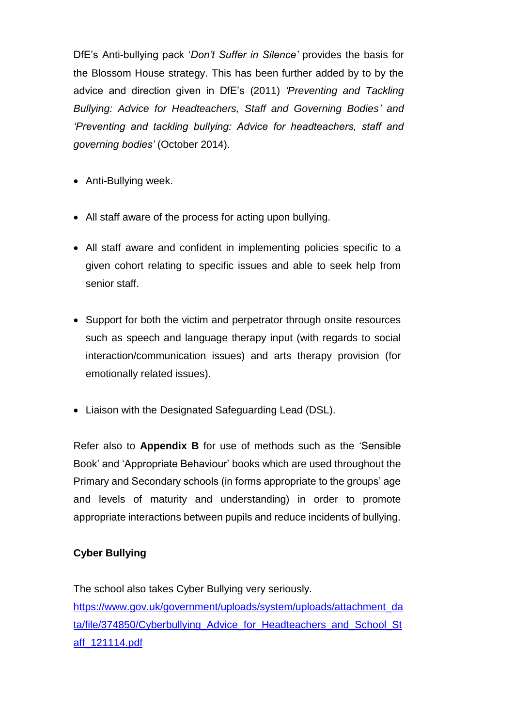DfE's Anti-bullying pack '*Don't Suffer in Silence'* provides the basis for the Blossom House strategy. This has been further added by to by the advice and direction given in DfE's (2011) *'Preventing and Tackling Bullying: Advice for Headteachers, Staff and Governing Bodies'* and *'Preventing and tackling bullying: Advice for headteachers, staff and governing bodies'* (October 2014).

- Anti-Bullying week.
- All staff aware of the process for acting upon bullying.
- All staff aware and confident in implementing policies specific to a given cohort relating to specific issues and able to seek help from senior staff.
- Support for both the victim and perpetrator through onsite resources such as speech and language therapy input (with regards to social interaction/communication issues) and arts therapy provision (for emotionally related issues).
- Liaison with the Designated Safeguarding Lead (DSL).

Refer also to **Appendix B** for use of methods such as the 'Sensible Book' and 'Appropriate Behaviour' books which are used throughout the Primary and Secondary schools (in forms appropriate to the groups' age and levels of maturity and understanding) in order to promote appropriate interactions between pupils and reduce incidents of bullying.

**Cyber Bullying**

The school also takes Cyber Bullying very seriously.
https://www.gov.uk/government/uploads/system/uploads/attachment_data/file/374850/Cyberbullying_Advice_for_Headteachers_and_School_Staff_121114.pdf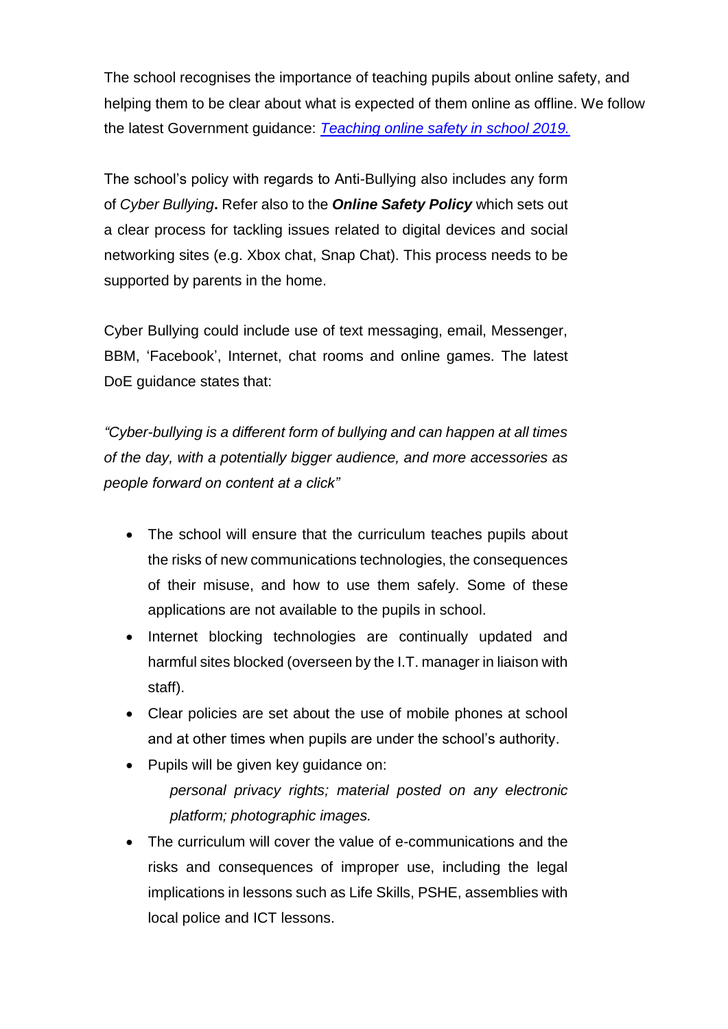The school recognises the importance of teaching pupils about online safety, and helping them to be clear about what is expected of them online as offline. We follow the latest Government guidance: *[Teaching online safety in school 2019.](#)*

The school's policy with regards to Anti-Bullying also includes any form of *Cyber Bullying***.** Refer also to the ***Online Safety Policy*** which sets out a clear process for tackling issues related to digital devices and social networking sites (e.g. Xbox chat, Snap Chat). This process needs to be supported by parents in the home.

Cyber Bullying could include use of text messaging, email, Messenger, BBM, 'Facebook', Internet, chat rooms and online games. The latest DoE guidance states that:

*"Cyber-bullying is a different form of bullying and can happen at all times of the day, with a potentially bigger audience, and more accessories as people forward on content at a click"*

- The school will ensure that the curriculum teaches pupils about the risks of new communications technologies, the consequences of their misuse, and how to use them safely. Some of these applications are not available to the pupils in school.
- Internet blocking technologies are continually updated and harmful sites blocked (overseen by the I.T. manager in liaison with staff).
- Clear policies are set about the use of mobile phones at school and at other times when pupils are under the school's authority.
- Pupils will be given key guidance on:
  *personal privacy rights; material posted on any electronic platform; photographic images.*
- The curriculum will cover the value of e-communications and the risks and consequences of improper use, including the legal implications in lessons such as Life Skills, PSHE, assemblies with local police and ICT lessons.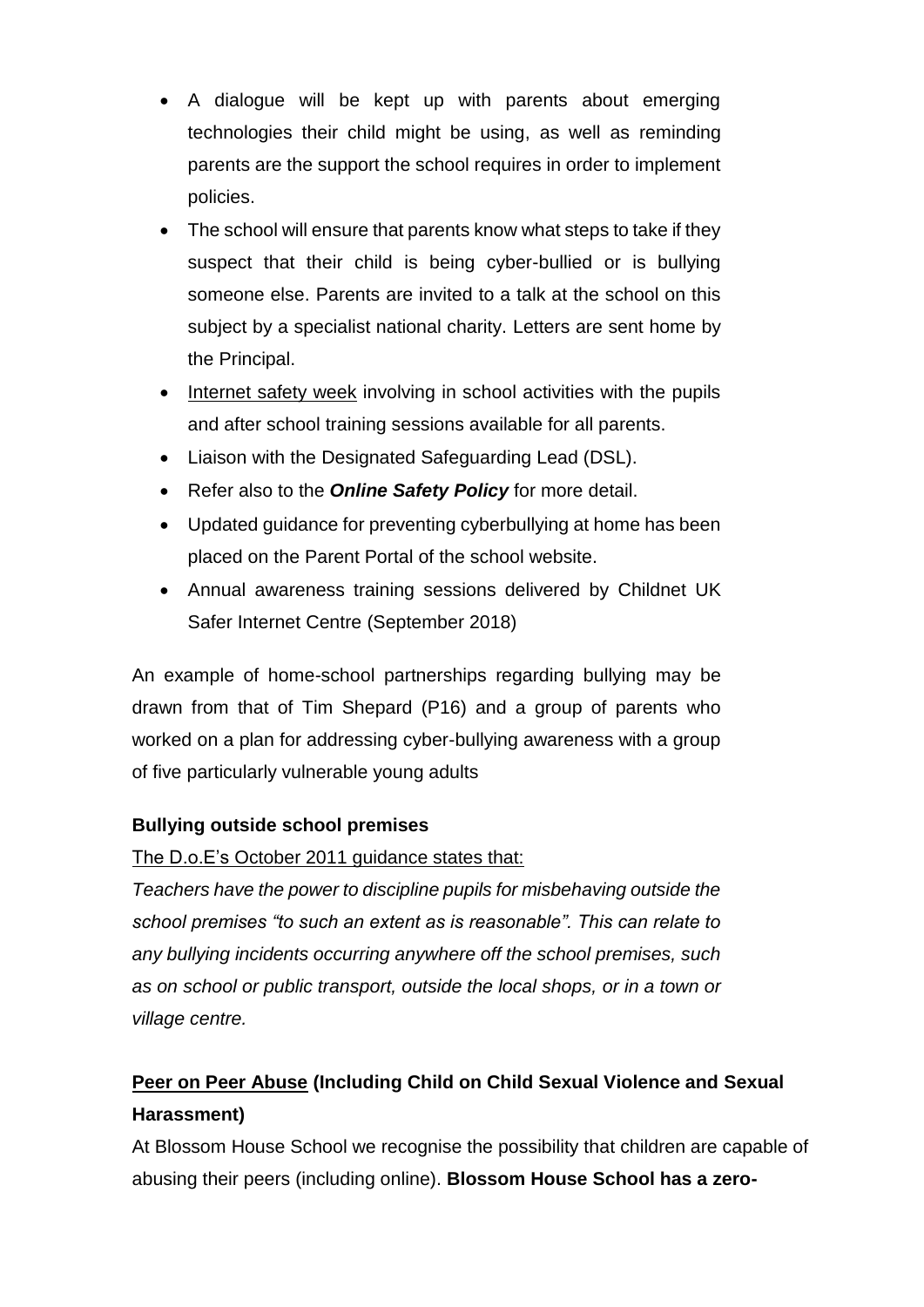- A dialogue will be kept up with parents about emerging technologies their child might be using, as well as reminding parents are the support the school requires in order to implement policies.
- The school will ensure that parents know what steps to take if they suspect that their child is being cyber-bullied or is bullying someone else. Parents are invited to a talk at the school on this subject by a specialist national charity. Letters are sent home by the Principal.
- Internet safety week involving in school activities with the pupils and after school training sessions available for all parents.
- Liaison with the Designated Safeguarding Lead (DSL).
- Refer also to the ***Online Safety Policy*** for more detail.
- Updated guidance for preventing cyberbullying at home has been placed on the Parent Portal of the school website.
- Annual awareness training sessions delivered by Childnet UK Safer Internet Centre (September 2018)

An example of home-school partnerships regarding bullying may be drawn from that of Tim Shepard (P16) and a group of parents who worked on a plan for addressing cyber-bullying awareness with a group of five particularly vulnerable young adults

**Bullying outside school premises**

The D.o.E's October 2011 guidance states that:

*Teachers have the power to discipline pupils for misbehaving outside the school premises "to such an extent as is reasonable". This can relate to any bullying incidents occurring anywhere off the school premises, such as on school or public transport, outside the local shops, or in a town or village centre.*

**Peer on Peer Abuse (Including Child on Child Sexual Violence and Sexual Harassment)**

At Blossom House School we recognise the possibility that children are capable of abusing their peers (including online). **Blossom House School has a zero-**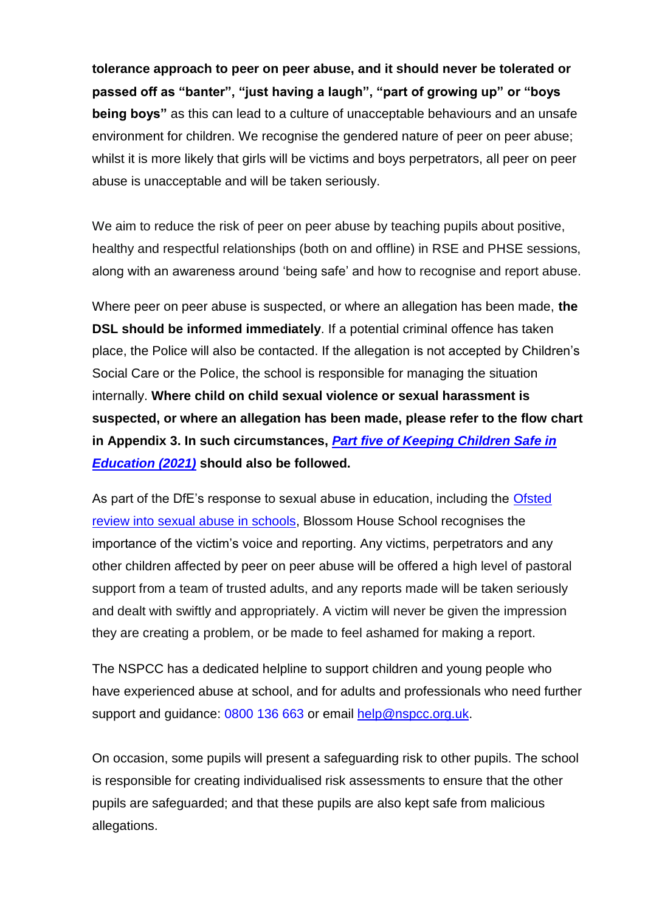**tolerance approach to peer on peer abuse, and it should never be tolerated or passed off as "banter", "just having a laugh", "part of growing up" or "boys being boys"** as this can lead to a culture of unacceptable behaviours and an unsafe environment for children. We recognise the gendered nature of peer on peer abuse; whilst it is more likely that girls will be victims and boys perpetrators, all peer on peer abuse is unacceptable and will be taken seriously.

We aim to reduce the risk of peer on peer abuse by teaching pupils about positive, healthy and respectful relationships (both on and offline) in RSE and PHSE sessions, along with an awareness around 'being safe' and how to recognise and report abuse.

Where peer on peer abuse is suspected, or where an allegation has been made, **the DSL should be informed immediately**. If a potential criminal offence has taken place, the Police will also be contacted. If the allegation is not accepted by Children's Social Care or the Police, the school is responsible for managing the situation internally. **Where child on child sexual violence or sexual harassment is suspected, or where an allegation has been made, please refer to the flow chart in Appendix 3. In such circumstances, *Part five of Keeping Children Safe in Education (2021)* should also be followed.**

As part of the DfE's response to sexual abuse in education, including the Ofsted review into sexual abuse in schools, Blossom House School recognises the importance of the victim's voice and reporting. Any victims, perpetrators and any other children affected by peer on peer abuse will be offered a high level of pastoral support from a team of trusted adults, and any reports made will be taken seriously and dealt with swiftly and appropriately. A victim will never be given the impression they are creating a problem, or be made to feel ashamed for making a report.

The NSPCC has a dedicated helpline to support children and young people who have experienced abuse at school, and for adults and professionals who need further support and guidance: 0800 136 663 or email help@nspcc.org.uk.

On occasion, some pupils will present a safeguarding risk to other pupils. The school is responsible for creating individualised risk assessments to ensure that the other pupils are safeguarded; and that these pupils are also kept safe from malicious allegations.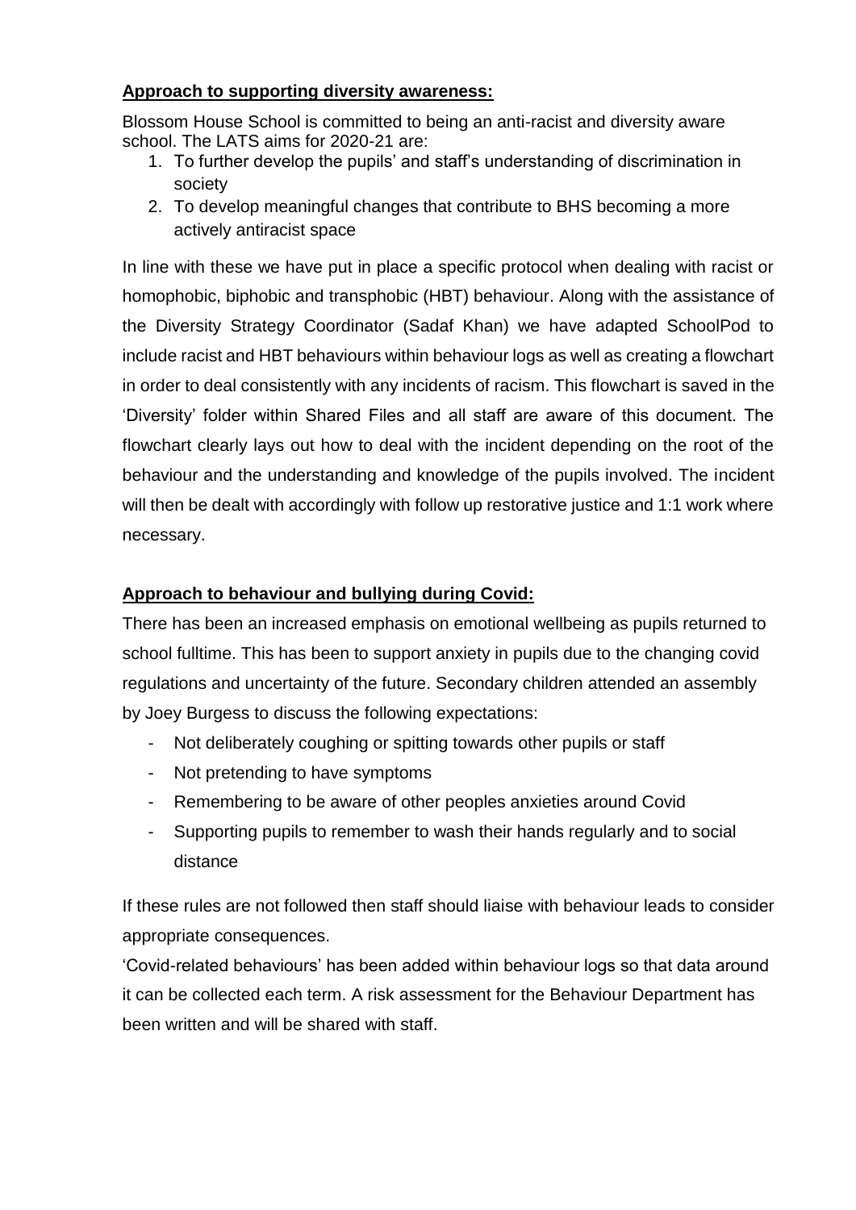**Approach to supporting diversity awareness:**

Blossom House School is committed to being an anti-racist and diversity aware school. The LATS aims for 2020-21 are:

1. To further develop the pupils' and staff's understanding of discrimination in society
2. To develop meaningful changes that contribute to BHS becoming a more actively antiracist space

In line with these we have put in place a specific protocol when dealing with racist or homophobic, biphobic and transphobic (HBT) behaviour. Along with the assistance of the Diversity Strategy Coordinator (Sadaf Khan) we have adapted SchoolPod to include racist and HBT behaviours within behaviour logs as well as creating a flowchart in order to deal consistently with any incidents of racism. This flowchart is saved in the 'Diversity' folder within Shared Files and all staff are aware of this document. The flowchart clearly lays out how to deal with the incident depending on the root of the behaviour and the understanding and knowledge of the pupils involved. The incident will then be dealt with accordingly with follow up restorative justice and 1:1 work where necessary.

**Approach to behaviour and bullying during Covid:**

There has been an increased emphasis on emotional wellbeing as pupils returned to school fulltime. This has been to support anxiety in pupils due to the changing covid regulations and uncertainty of the future. Secondary children attended an assembly by Joey Burgess to discuss the following expectations:

- Not deliberately coughing or spitting towards other pupils or staff
- Not pretending to have symptoms
- Remembering to be aware of other peoples anxieties around Covid
- Supporting pupils to remember to wash their hands regularly and to social distance

If these rules are not followed then staff should liaise with behaviour leads to consider appropriate consequences.

'Covid-related behaviours' has been added within behaviour logs so that data around it can be collected each term. A risk assessment for the Behaviour Department has been written and will be shared with staff.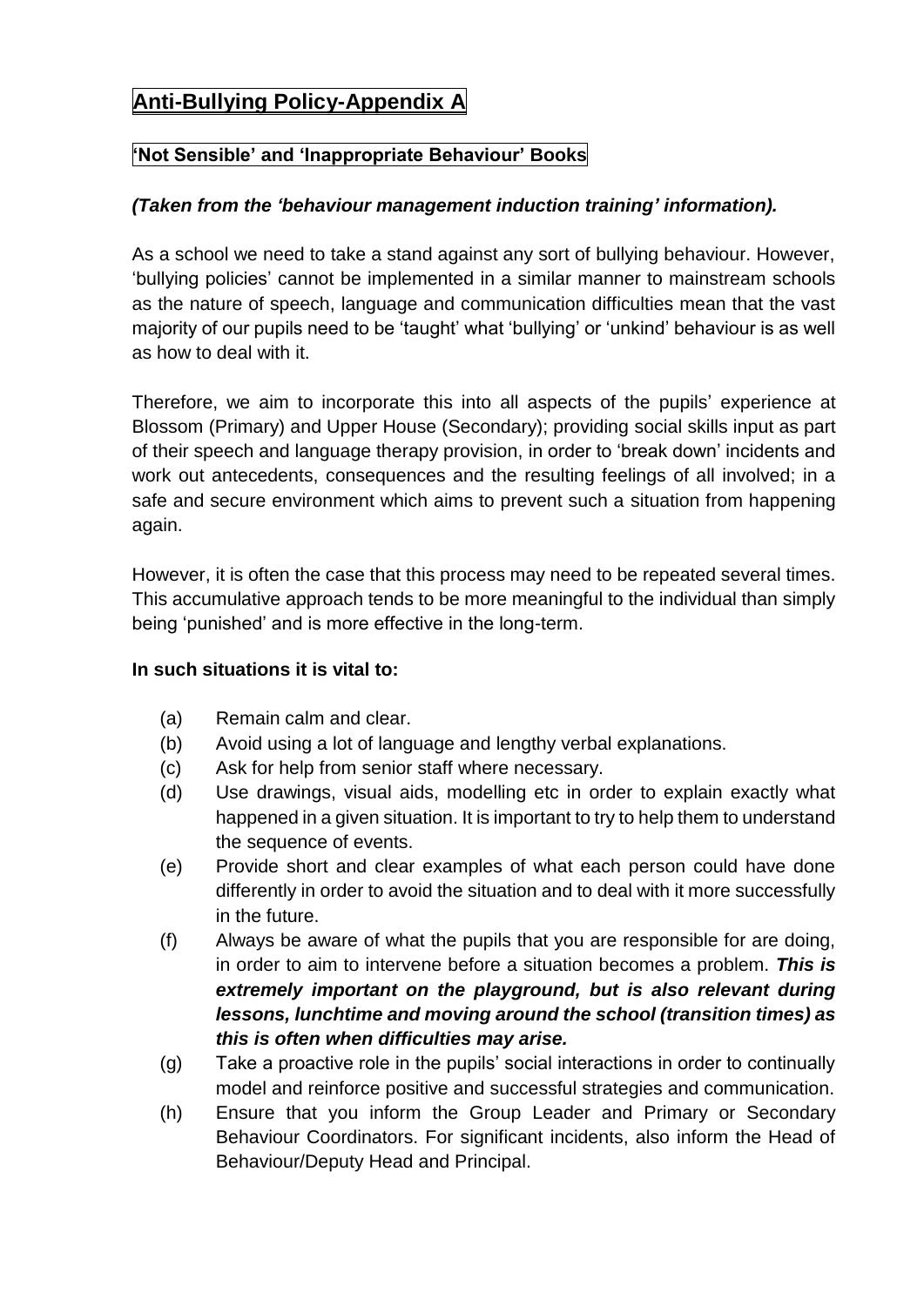# Anti-Bullying Policy-Appendix A

## 'Not Sensible' and 'Inappropriate Behaviour' Books

***(Taken from the 'behaviour management induction training' information).***

As a school we need to take a stand against any sort of bullying behaviour. However, 'bullying policies' cannot be implemented in a similar manner to mainstream schools as the nature of speech, language and communication difficulties mean that the vast majority of our pupils need to be 'taught' what 'bullying' or 'unkind' behaviour is as well as how to deal with it.

Therefore, we aim to incorporate this into all aspects of the pupils' experience at Blossom (Primary) and Upper House (Secondary); providing social skills input as part of their speech and language therapy provision, in order to 'break down' incidents and work out antecedents, consequences and the resulting feelings of all involved; in a safe and secure environment which aims to prevent such a situation from happening again.

However, it is often the case that this process may need to be repeated several times. This accumulative approach tends to be more meaningful to the individual than simply being 'punished' and is more effective in the long-term.

**In such situations it is vital to:**

(a) Remain calm and clear.

(b) Avoid using a lot of language and lengthy verbal explanations.

(c) Ask for help from senior staff where necessary.

(d) Use drawings, visual aids, modelling etc in order to explain exactly what happened in a given situation. It is important to try to help them to understand the sequence of events.

(e) Provide short and clear examples of what each person could have done differently in order to avoid the situation and to deal with it more successfully in the future.

(f) Always be aware of what the pupils that you are responsible for are doing, in order to aim to intervene before a situation becomes a problem. ***This is extremely important on the playground, but is also relevant during lessons, lunchtime and moving around the school (transition times) as this is often when difficulties may arise.***

(g) Take a proactive role in the pupils' social interactions in order to continually model and reinforce positive and successful strategies and communication.

(h) Ensure that you inform the Group Leader and Primary or Secondary Behaviour Coordinators. For significant incidents, also inform the Head of Behaviour/Deputy Head and Principal.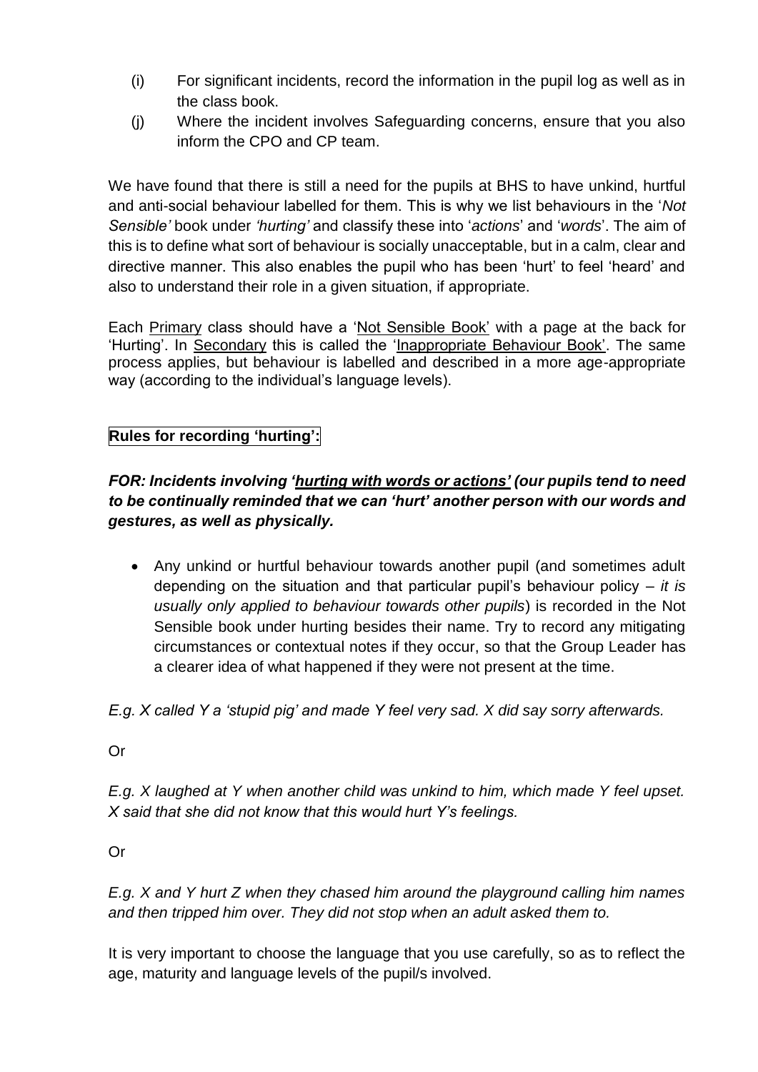(i) For significant incidents, record the information in the pupil log as well as in the class book.

(j) Where the incident involves Safeguarding concerns, ensure that you also inform the CPO and CP team.

We have found that there is still a need for the pupils at BHS to have unkind, hurtful and anti-social behaviour labelled for them. This is why we list behaviours in the '*Not Sensible'* book under *'hurting'* and classify these into '*actions*' and '*words*'. The aim of this is to define what sort of behaviour is socially unacceptable, but in a calm, clear and directive manner. This also enables the pupil who has been 'hurt' to feel 'heard' and also to understand their role in a given situation, if appropriate.

Each <u>Primary</u> class should have a '<u>Not Sensible Book</u>' with a page at the back for 'Hurting'. In <u>Secondary</u> this is called the '<u>Inappropriate Behaviour Book</u>'. The same process applies, but behaviour is labelled and described in a more age-appropriate way (according to the individual's language levels).

**Rules for recording 'hurting':**

***FOR: Incidents involving '<u>hurting with words or actions'</u> (our pupils tend to need to be continually reminded that we can 'hurt' another person with our words and gestures, as well as physically.***

- Any unkind or hurtful behaviour towards another pupil (and sometimes adult depending on the situation and that particular pupil's behaviour policy – *it is usually only applied to behaviour towards other pupils*) is recorded in the Not Sensible book under hurting besides their name. Try to record any mitigating circumstances or contextual notes if they occur, so that the Group Leader has a clearer idea of what happened if they were not present at the time.

*E.g. X called Y a 'stupid pig' and made Y feel very sad. X did say sorry afterwards.*

Or

*E.g. X laughed at Y when another child was unkind to him, which made Y feel upset. X said that she did not know that this would hurt Y's feelings.*

Or

*E.g. X and Y hurt Z when they chased him around the playground calling him names and then tripped him over. They did not stop when an adult asked them to.*

It is very important to choose the language that you use carefully, so as to reflect the age, maturity and language levels of the pupil/s involved.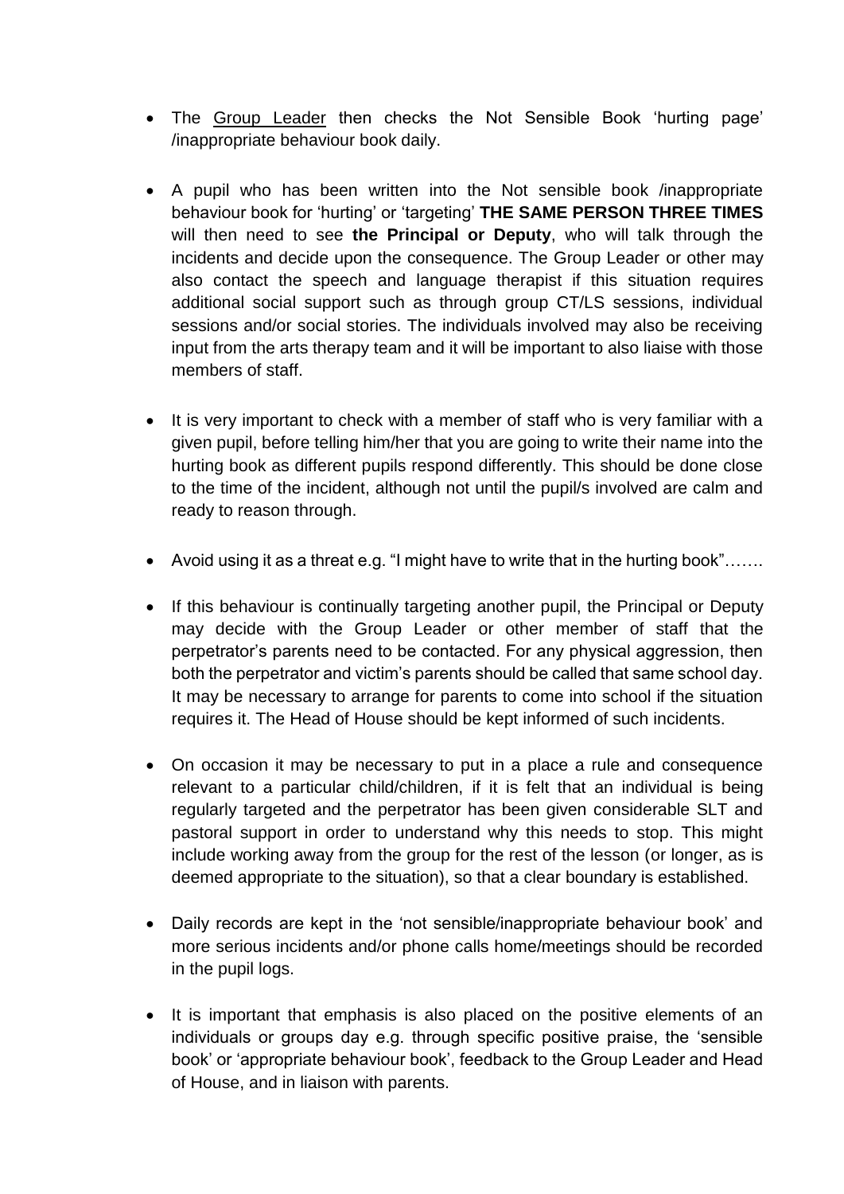- The <u>Group Leader</u> then checks the Not Sensible Book 'hurting page' /inappropriate behaviour book daily.

- A pupil who has been written into the Not sensible book /inappropriate behaviour book for 'hurting' or 'targeting' **THE SAME PERSON THREE TIMES** will then need to see **the Principal or Deputy**, who will talk through the incidents and decide upon the consequence. The Group Leader or other may also contact the speech and language therapist if this situation requires additional social support such as through group CT/LS sessions, individual sessions and/or social stories. The individuals involved may also be receiving input from the arts therapy team and it will be important to also liaise with those members of staff.

- It is very important to check with a member of staff who is very familiar with a given pupil, before telling him/her that you are going to write their name into the hurting book as different pupils respond differently. This should be done close to the time of the incident, although not until the pupil/s involved are calm and ready to reason through.

- Avoid using it as a threat e.g. "I might have to write that in the hurting book"…….

- If this behaviour is continually targeting another pupil, the Principal or Deputy may decide with the Group Leader or other member of staff that the perpetrator's parents need to be contacted. For any physical aggression, then both the perpetrator and victim's parents should be called that same school day. It may be necessary to arrange for parents to come into school if the situation requires it. The Head of House should be kept informed of such incidents.

- On occasion it may be necessary to put in a place a rule and consequence relevant to a particular child/children, if it is felt that an individual is being regularly targeted and the perpetrator has been given considerable SLT and pastoral support in order to understand why this needs to stop. This might include working away from the group for the rest of the lesson (or longer, as is deemed appropriate to the situation), so that a clear boundary is established.

- Daily records are kept in the 'not sensible/inappropriate behaviour book' and more serious incidents and/or phone calls home/meetings should be recorded in the pupil logs.

- It is important that emphasis is also placed on the positive elements of an individuals or groups day e.g. through specific positive praise, the 'sensible book' or 'appropriate behaviour book', feedback to the Group Leader and Head of House, and in liaison with parents.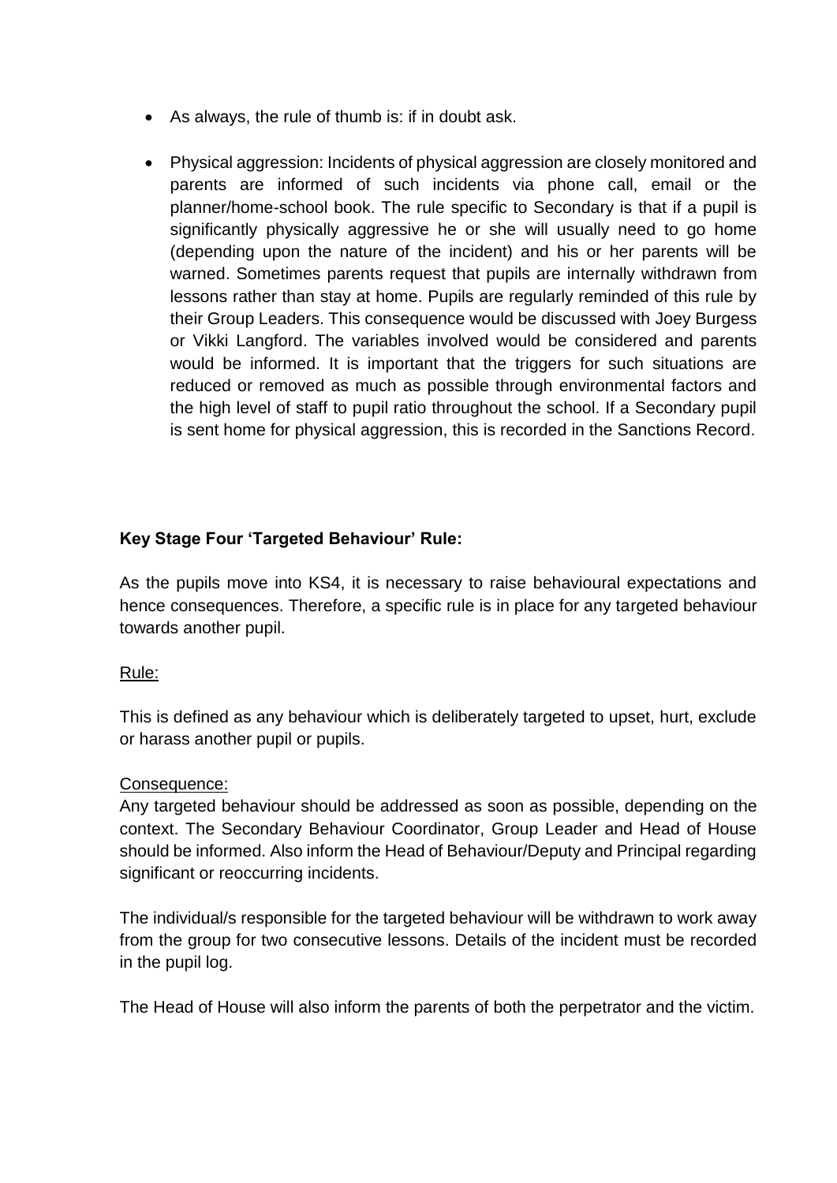- As always, the rule of thumb is: if in doubt ask.
- Physical aggression: Incidents of physical aggression are closely monitored and parents are informed of such incidents via phone call, email or the planner/home-school book. The rule specific to Secondary is that if a pupil is significantly physically aggressive he or she will usually need to go home (depending upon the nature of the incident) and his or her parents will be warned. Sometimes parents request that pupils are internally withdrawn from lessons rather than stay at home. Pupils are regularly reminded of this rule by their Group Leaders. This consequence would be discussed with Joey Burgess or Vikki Langford. The variables involved would be considered and parents would be informed. It is important that the triggers for such situations are reduced or removed as much as possible through environmental factors and the high level of staff to pupil ratio throughout the school. If a Secondary pupil is sent home for physical aggression, this is recorded in the Sanctions Record.

**Key Stage Four 'Targeted Behaviour' Rule:**

As the pupils move into KS4, it is necessary to raise behavioural expectations and hence consequences. Therefore, a specific rule is in place for any targeted behaviour towards another pupil.

Rule:

This is defined as any behaviour which is deliberately targeted to upset, hurt, exclude or harass another pupil or pupils.

Consequence:

Any targeted behaviour should be addressed as soon as possible, depending on the context. The Secondary Behaviour Coordinator, Group Leader and Head of House should be informed. Also inform the Head of Behaviour/Deputy and Principal regarding significant or reoccurring incidents.

The individual/s responsible for the targeted behaviour will be withdrawn to work away from the group for two consecutive lessons. Details of the incident must be recorded in the pupil log.

The Head of House will also inform the parents of both the perpetrator and the victim.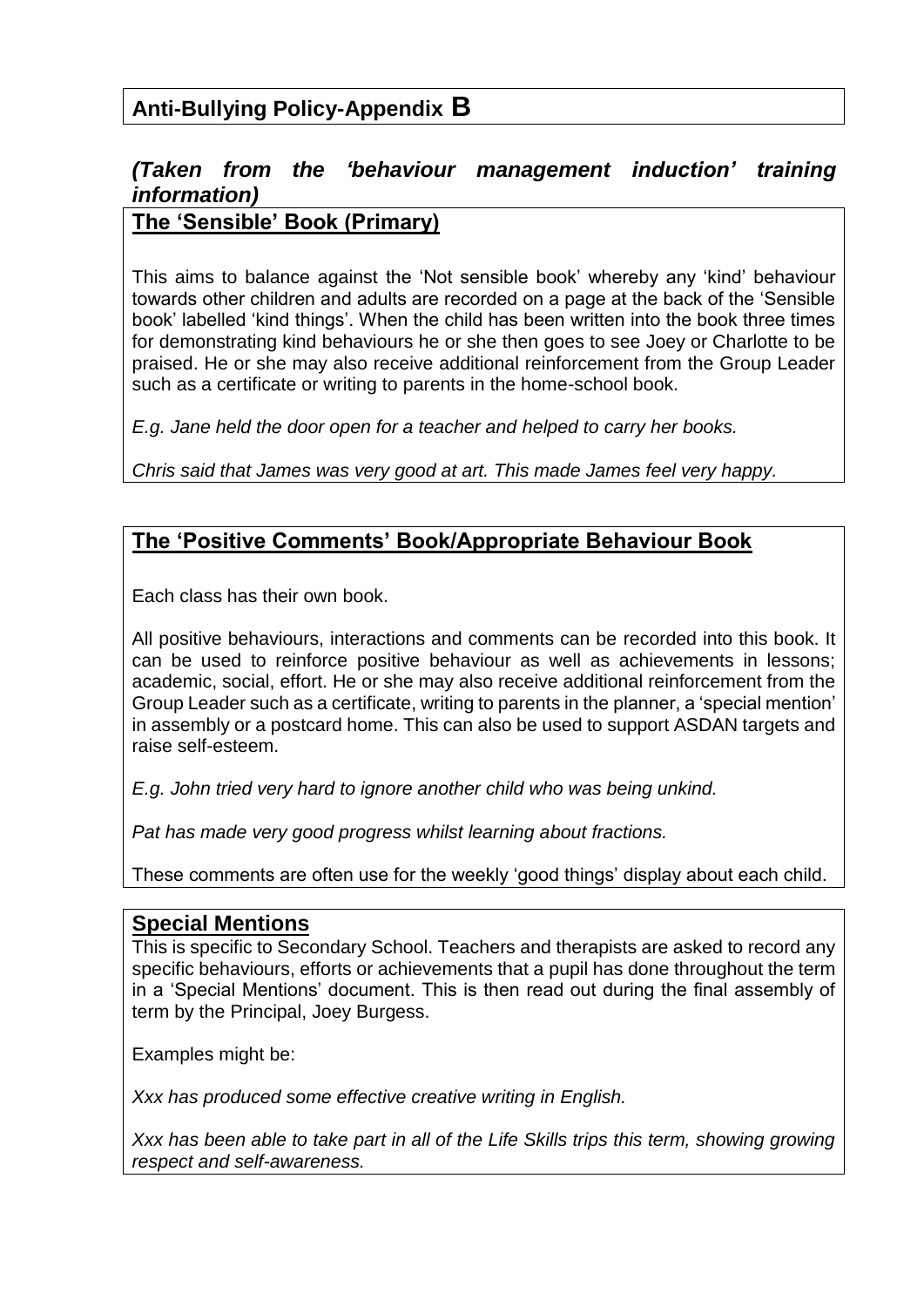## Anti-Bullying Policy-Appendix **B**

***(Taken from the 'behaviour management induction' training information)***

### The 'Sensible' Book (Primary)

This aims to balance against the 'Not sensible book' whereby any 'kind' behaviour towards other children and adults are recorded on a page at the back of the 'Sensible book' labelled 'kind things'. When the child has been written into the book three times for demonstrating kind behaviours he or she then goes to see Joey or Charlotte to be praised. He or she may also receive additional reinforcement from the Group Leader such as a certificate or writing to parents in the home-school book.

*E.g. Jane held the door open for a teacher and helped to carry her books.*

*Chris said that James was very good at art. This made James feel very happy.*

### The 'Positive Comments' Book/Appropriate Behaviour Book

Each class has their own book.

All positive behaviours, interactions and comments can be recorded into this book. It can be used to reinforce positive behaviour as well as achievements in lessons; academic, social, effort. He or she may also receive additional reinforcement from the Group Leader such as a certificate, writing to parents in the planner, a 'special mention' in assembly or a postcard home. This can also be used to support ASDAN targets and raise self-esteem.

*E.g. John tried very hard to ignore another child who was being unkind.*

*Pat has made very good progress whilst learning about fractions.*

These comments are often use for the weekly 'good things' display about each child.

### Special Mentions

This is specific to Secondary School. Teachers and therapists are asked to record any specific behaviours, efforts or achievements that a pupil has done throughout the term in a 'Special Mentions' document. This is then read out during the final assembly of term by the Principal, Joey Burgess.

Examples might be:

*Xxx has produced some effective creative writing in English.*

*Xxx has been able to take part in all of the Life Skills trips this term, showing growing respect and self-awareness.*